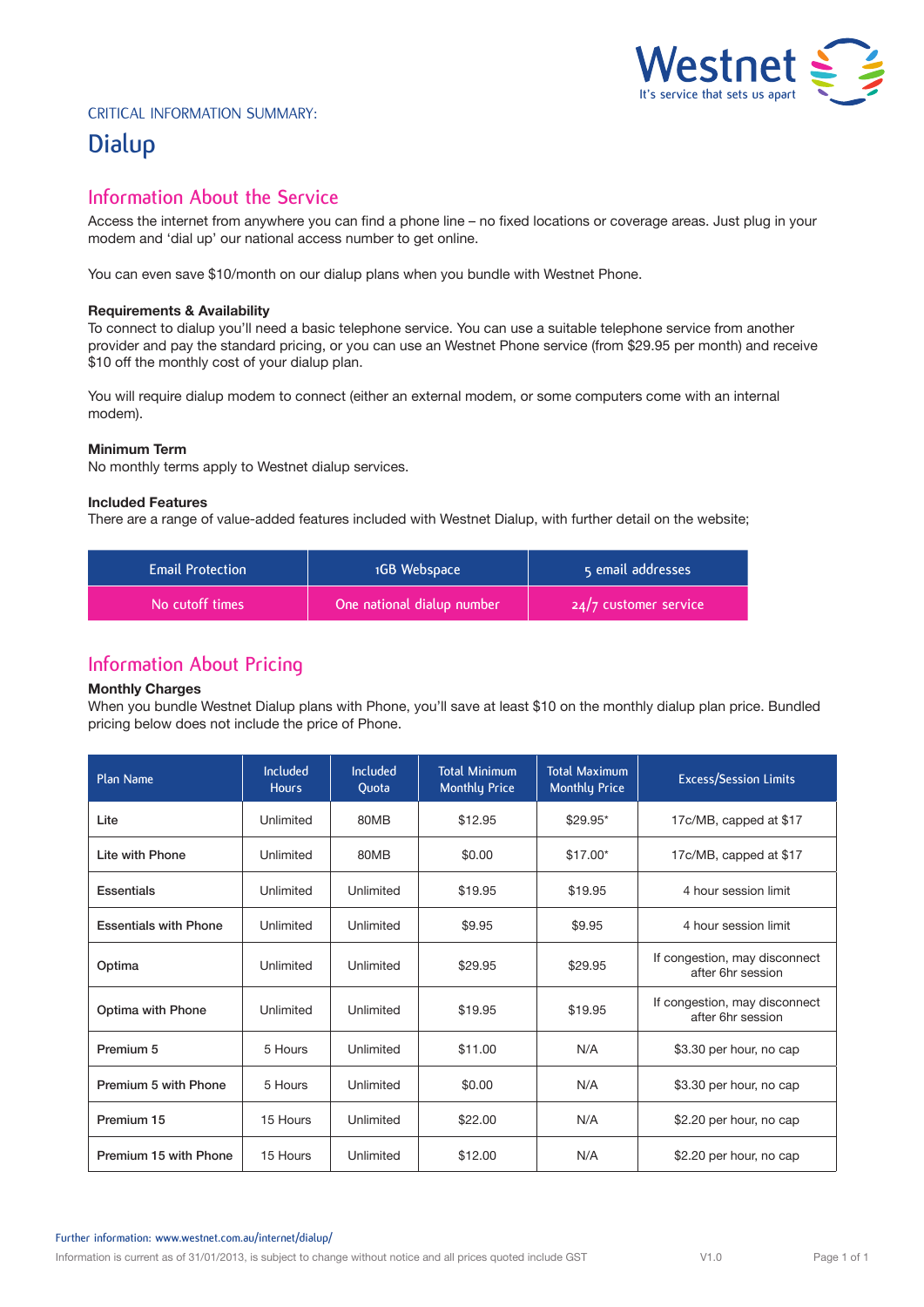CRITICAL INFORMATION SUMMARY:

# Dialup

## Information About the Service

Access the internet from anywhere you can find a phone line – no fixed locations or coverage areas. Just plug in your modem and 'dial up' our national access number to get online.

You can even save $10/month on our dialup plans when you bundle with Westnet Phone.

**Requirements & Availability**

To connect to dialup you'll need a basic telephone service. You can use a suitable telephone service from another provider and pay the standard pricing, or you can use an Westnet Phone service (from $29.95 per month) and receive $10 off the monthly cost of your dialup plan.

You will require dialup modem to connect (either an external modem, or some computers come with an internal modem).

**Minimum Term**

No monthly terms apply to Westnet dialup services.

**Included Features**

There are a range of value-added features included with Westnet Dialup, with further detail on the website;

| Email Protection | 1GB Webspace | 5 email addresses |
|---|---|---|
| No cutoff times | One national dialup number | 24/7 customer service |

## Information About Pricing

**Monthly Charges**

When you bundle Westnet Dialup plans with Phone, you'll save at least $10 on the monthly dialup plan price. Bundled pricing below does not include the price of Phone.

| Plan Name | Included Hours | Included Quota | Total Minimum Monthly Price | Total Maximum Monthly Price | Excess/Session Limits |
|---|---|---|---|---|---|
| Lite | Unlimited | 80MB | $12.95 | $29.95* | 17c/MB, capped at $17 |
| Lite with Phone | Unlimited | 80MB | $0.00 | $17.00* | 17c/MB, capped at $17 |
| Essentials | Unlimited | Unlimited | $19.95 | $19.95 | 4 hour session limit |
| Essentials with Phone | Unlimited | Unlimited | $9.95 | $9.95 | 4 hour session limit |
| Optima | Unlimited | Unlimited | $29.95 | $29.95 | If congestion, may disconnect after 6hr session |
| Optima with Phone | Unlimited | Unlimited | $19.95 | $19.95 | If congestion, may disconnect after 6hr session |
| Premium 5 | 5 Hours | Unlimited | $11.00 | N/A | $3.30 per hour, no cap |
| Premium 5 with Phone | 5 Hours | Unlimited | $0.00 | N/A | $3.30 per hour, no cap |
| Premium 15 | 15 Hours | Unlimited | $22.00 | N/A | $2.20 per hour, no cap |
| Premium 15 with Phone | 15 Hours | Unlimited | $12.00 | N/A | $2.20 per hour, no cap |

Further information: www.westnet.com.au/internet/dialup/

Information is current as of 31/01/2013, is subject to change without notice and all prices quoted include GST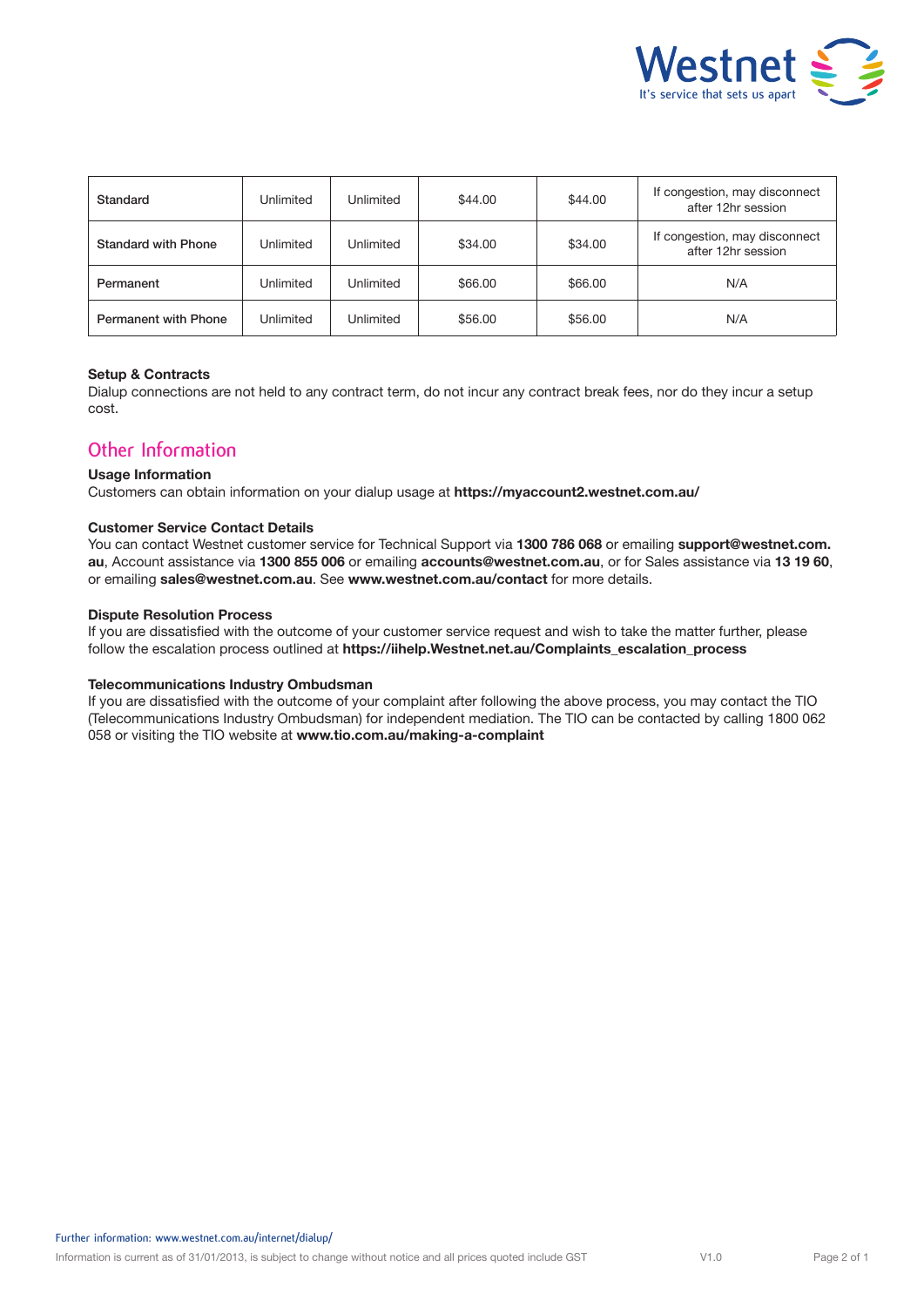| | | | | | |
|---|---|---|---|---|---|
| Standard | Unlimited | Unlimited | $44.00 | $44.00 | If congestion, may disconnect after 12hr session |
| Standard with Phone | Unlimited | Unlimited | $34.00 | $34.00 | If congestion, may disconnect after 12hr session |
| Permanent | Unlimited | Unlimited | $66.00 | $66.00 | N/A |
| Permanent with Phone | Unlimited | Unlimited | $56.00 | $56.00 | N/A |

**Setup & Contracts**

Dialup connections are not held to any contract term, do not incur any contract break fees, nor do they incur a setup cost.

## Other Information

**Usage Information**

Customers can obtain information on your dialup usage at **https://myaccount2.westnet.com.au/**

**Customer Service Contact Details**

You can contact Westnet customer service for Technical Support via **1300 786 068** or emailing **support@westnet.com.au**, Account assistance via **1300 855 006** or emailing **accounts@westnet.com.au**, or for Sales assistance via **13 19 60**, or emailing **sales@westnet.com.au**. See **www.westnet.com.au/contact** for more details.

**Dispute Resolution Process**

If you are dissatisfied with the outcome of your customer service request and wish to take the matter further, please follow the escalation process outlined at **https://iihelp.Westnet.net.au/Complaints_escalation_process**

**Telecommunications Industry Ombudsman**

If you are dissatisfied with the outcome of your complaint after following the above process, you may contact the TIO (Telecommunications Industry Ombudsman) for independent mediation. The TIO can be contacted by calling 1800 062 058 or visiting the TIO website at **www.tio.com.au/making-a-complaint**

Further information: www.westnet.com.au/internet/dialup/

Information is current as of 31/01/2013, is subject to change without notice and all prices quoted include GST

V1.0